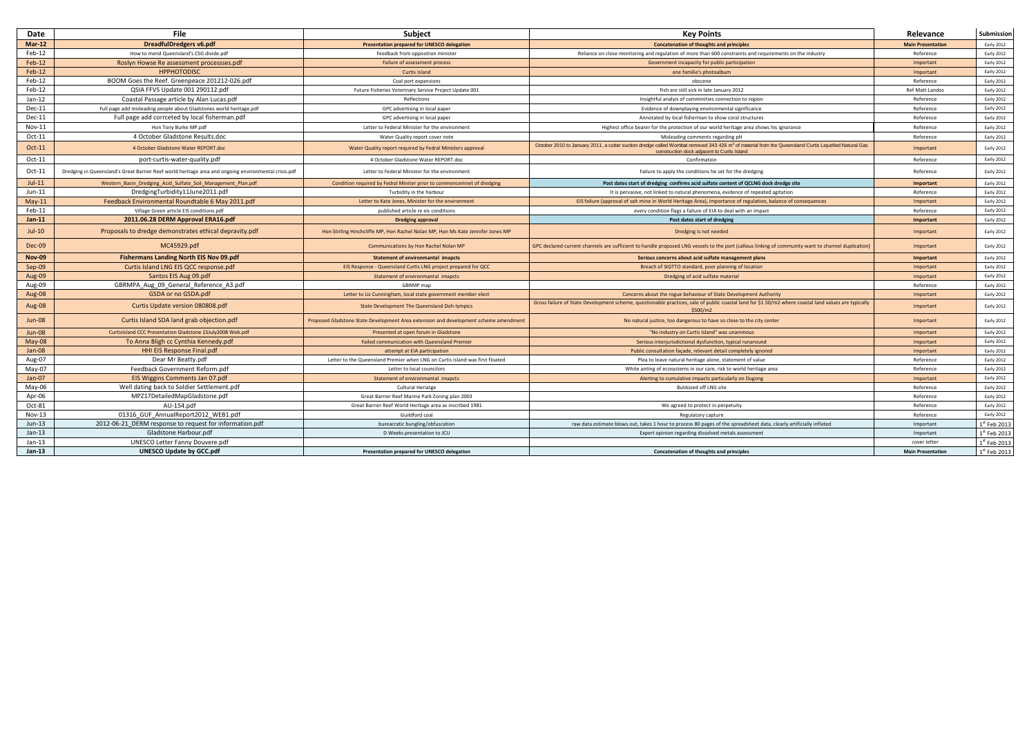| Date | File | Subject | Key Points | Relevance | Submission |
|---|---|---|---|---|---|
| **Mar-12** | **DreadfulDredgers v6.pdf** | **Presentation prepared for UNESCO delegation** | **Concatenation of thoughts and principles** | **Main Presentation** | Early 2012 |
| Feb-12 | How to mend Queensland's CSG divide.pdf | Feedback from opposition minister | Reliance on close monitoring and regulation of more than 600 constraints and requirements on the industry | Reference | Early 2012 |
| Feb-12 | Roslyn Howse Re assessment processses.pdf | Failure of assessment process | Government incapacity for public participation | Important | Early 2012 |
| Feb-12 | HPPHOTODISC | Curtis Island | one familie's photoalbum | Important | Early 2012 |
| Feb-12 | BOOM Goes the Reef. Greenpeace 201212-026.pdf | Coal port expansions | obscene | Reference | Early 2012 |
| Feb-12 | QSIA FFVS Update 001 290112.pdf | Future Fisheries Veterinary Service Project Update 001 | Fish are still sick in late January 2012 | Ref Matt Landos | Early 2012 |
| Jan-12 | Coastal Passage article by Alan Lucas.pdf | Reflections | Insightful analyis of comminities connection to region | Reference | Early 2012 |
| Dec-11 | Full page add misleading people about Gladstones world heritage.pdf | GPC advertising in local paper | Evidence of downplaying environmental significance | Reference | Early 2012 |
| Dec-11 | Full page add corrceted by local fisherman.pdf | GPC advertising in local paper | Annotated by local fisherman to show coral structures | Reference | Early 2012 |
| Nov-11 | Hon Tony Burke MP.pdf | Letter to Federal Minister for the environment | Highest office bearer for the protection of our world heritage area shows his ignorance | Reference | Early 2012 |
| Oct-11 | 4 October Gladstone Results.doc | Water Quality report cover note | Misleading comments regarding pH | Reference | Early 2012 |
| Oct-11 | 4 October Gladstone Water REPORT.doc | Water Quality report required by Fedral Ministers approval | October 2010 to January 2011, a cutter suction dredge called Wombat removed 343 426 $m^3$ of material from the Queensland Curtis Liquefied Natural Gas construction dock adjacent to Curtis Island | Important | Early 2012 |
| Oct-11 | port-curtis-water-quality.pdf | 4 October Gladstone Water REPORT.doc | Confirmation | Reference | Early 2012 |
| Oct-11 | Dredging in Queensland's Great Barrier Reef world heritage area and ongoing environmental crisis.pdf | Letter to Federal Minister for the environment | Failure to apply the conditions he set for the dredging | Reference | Early 2012 |
| **Jul-11** | Western_Basin_Dredging_Acid_Sulfate_Soil_Management_Plan.pdf | Condition required by Fedral Miniter prior to commencemnet of dredging | **Post dates start of dredging confirms acid sulfate content of QCLNG dock dredge site** | **Important** | Early 2012 |
| Jun-11 | DredgingTurbidity11June2011.pdf | Turbidity in the harbour | It is pervasive, not linked to natural phenomena, evidence of repeated agitation | Reference | Early 2012 |
| May-11 | Feedback Environmental Roundtable 6 May 2011.pdf | Letter to Kate Jones, Minister for the environment | EIS failure (approval of salt mine in World Heritage Area), importance of regulation, balance of consequences | Important | Early 2012 |
| Feb-11 | Village Green article EIS conditions.pdf | published article re eis conditions | every condition flags a failure of EIA to deal with an impact | Reference | Early 2012 |
| **Jan-11** | **2011.06.28 DERM Approval ERA16.pdf** | **Dredging approval** | **Post dates start of dredging** | **Important** | Early 2012 |
| Jul-10 | Proposals to dredge demonstrates ethical depravity.pdf | Hon Stirling Hinchcliffe MP, Hon Rachel Nolan MP, Hon Ms Kate Jennifer Jones MP | Dredging is not needed | Important | Early 2012 |
| Dec-09 | MC45929.pdf | Communications by Hon Rachel Nolan MP | GPC declared current channels are sufficient to handle proposed LNG vessels to the port (callous linking of community want to channel duplication) | Important | Early 2012 |
| **Nov-09** | **Fishermans Landing North EIS Nov 09.pdf** | **Statement of environmantal imapcts** | **Serious concerns about acid sulfate management plans** | **Important** | Early 2012 |
| Sep-09 | Curtis Island LNG EIS QCC response.pdf | EIS Response - Queensland Curtis LNG project prepared for QCC | Breach of SIGTTO standard, poor planning of location | Important | Early 2012 |
| Aug-09 | Santos EIS Aug 09.pdf | Statement of environmantal imapcts | Dredging of acid sulfate material | Important | Early 2012 |
| Aug-09 | GBRMPA_Aug_09_General_Reference_A3.pdf | GBRMP map | | Reference | Early 2012 |
| Aug-08 | GSDA or no GSDA.pdf | Letter to Liz Cunningham, local state government member elect | Concerns about the rogue behaviour of State Development Authority | Important | Early 2012 |
| Aug-08 | Curtis Update version 080808.pdf | State Development The Queensland Doh-lympics | Gross failure of State Development scheme, questionable practices, sale of public coastal land for \$1.50/m2 where coastal land values are typically \$500/m2 | Important | Early 2012 |
| Jun-08 | Curtis Island SDA land grab objection.pdf | Proposed Gladstone State Development Area extension and development scheme amendment | No natural justice, too dangerous to have so close to the city center | Important | Early 2012 |
| Jun-08 | CurtisIsland CCC Presentation Gladstone 15July2008 Web.pdf | Presented at open forum in Gladstone | "No industry on Curtis Island" was unanimous | Important | Early 2012 |
| May-08 | To Anna Bligh cc Cynthia Kennedy.pdf | Failed communication with Queensland Premier | Serious interjurisdictional dysfunction, typical runaround | Important | Early 2012 |
| Jan-08 | HHI EIS Response Final.pdf | attempt at EIA participation | Public consultation façade, relevant detail completely ignored | Important | Early 2012 |
| Aug-07 | Dear Mr Beatty.pdf | Letter to the Queensland Premier when LNG on Curtis Island was first floated | Plea to leave natural heritage alone, statement of value | Reference | Early 2012 |
| May-07 | Feedback Government Reform.pdf | Letter to local councilors | White anting of ecosystems in our care, risk to world heritage area | Reference | Early 2012 |
| Jan-07 | EIS Wiggins Comments Jan 07.pdf | Statement of environmantal imapcts | Alerting to cumulative impacts particularly on Dugong | Important | Early 2012 |
| May-06 | Well dating back to Soldier Settlement.pdf | Cultural Heriatge | Buldozed off LNG site | Reference | Early 2012 |
| Apr-06 | MPZ17DetailedMapGladstone.pdf | Great Barrier Reef Marine Park Zoning plan 2003 | | Reference | Early 2012 |
| Oct-81 | AU-154.pdf | Great Barrier Reef World Heritage area as inscribed 1981 | We agreed to protect in perpetuity | Reference | Early 2012 |
| Nov-13 | 01316_GUF_AnnualReport2012_WEB1.pdf | Guildford coal | Regulatory capture | Reference | Early 2012 |
| Jun-13 | 2012-06-21_DERM response to request for information.pdf | bureacratic bungling/obfuscation | raw data estimate blows out, takes 1 hour to process 80 pages of the spreadsheet data, clearly artificially inflated | Important | 1st Feb 2013 |
| Jan-13 | Gladstone Harbour.pdf | D Weeks presentation to JCU | Expert opinion regarding dissolved metals assessment | Important | 1st Feb 2013 |
| Jan-13 | UNESCO Letter Fanny Douvere.pdf | | | cover letter | 1st Feb 2013 |
| **Jan-13** | **UNESCO Update by GCC.pdf** | **Presentation prepared for UNESCO delegation** | **Concatenation of thoughts and principles** | **Main Presentation** | 1st Feb 2013 |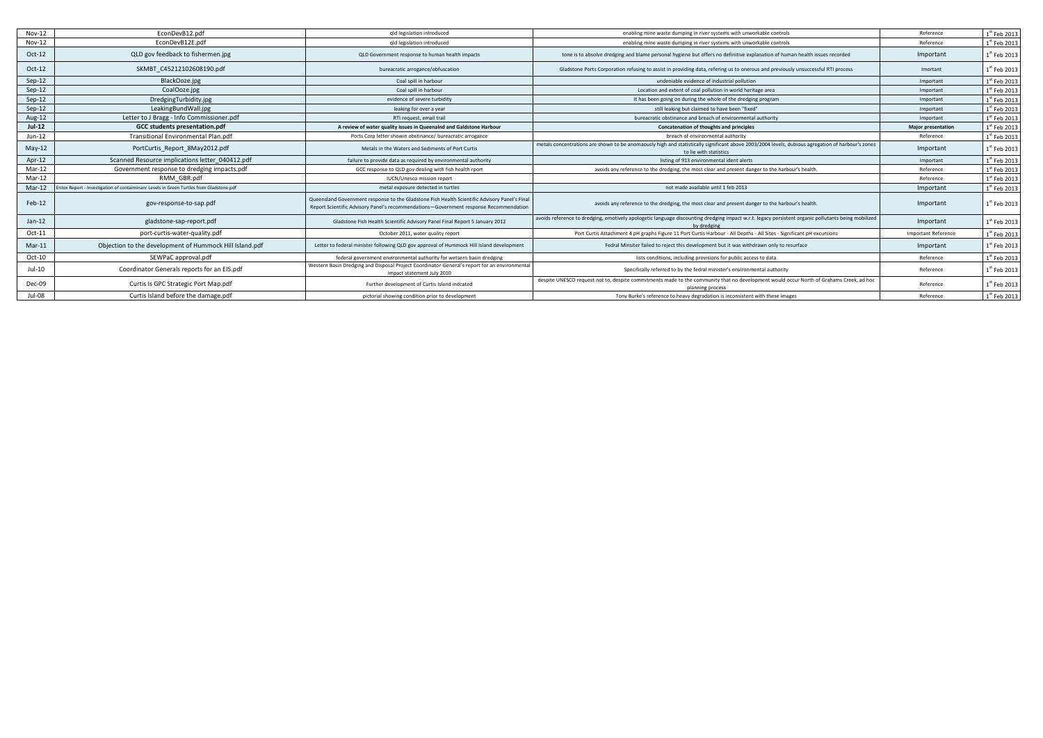| | | | | | |
|---|---|---|---|---|---|
| Nov-12 | EconDevB12.pdf | qld legislation introduced | enabling mine waste dumping in river systems with unworkable controls | Reference | 1st Feb 2013 |
| Nov-12 | EconDevB12E.pdf | qld legislation introduced | enabling mine waste dumping in river systems with unworkable controls | Reference | 1st Feb 2013 |
| Oct-12 | QLD gov feedback to fishermen.jpg | QLD Government response to human health impacts | tone is to absolve dredging and blame personal hygiene but offers no definitive explanation of human health issues recorded | Important | 1st Feb 2013 |
| Oct-12 | SKMBT_C45212102608190.pdf | bureacratic arrogance/obfuscation | Gladstone Ports Corporation refusing to assist in providing data, refering us to onerous and previously unsuccessful RTI process | Imortant | 1st Feb 2013 |
| Sep-12 | BlackOoze.jpg | Coal spill in harbour | undeniable evidence of industrial pollution | Important | 1st Feb 2013 |
| Sep-12 | CoalOoze.jpg | Coal spill in harbour | Location and extent of coal pollution in world heritage area | Important | 1st Feb 2013 |
| Sep-12 | DredgingTurbidity.jpg | evidence of severe turbidity | It has been going on during the whole of the dredging program | Important | 1st Feb 2013 |
| Sep-12 | LeakingBundWall.jpg | leaking for over a year | still leaking but claimed to have been "fixed" | Important | 1st Feb 2013 |
| Aug-12 | Letter to J Bragg - Info Commissioner.pdf | RTI request, email trail | bureacratic obstinance and breach of environmental authority | Important | 1st Feb 2013 |
| **Jul-12** | **GCC students presentation.pdf** | **A review of water quality issues in Queenalnd and Galdstone Harbour** | **Concatenation of thoughts and principles** | **Major presentation** | 1st Feb 2013 |
| Jun-12 | Transitional Environmental Plan.pdf | Ports Corp letter showin obstinance/ bureacratic arrogance | breach of environmental authority | Reference | 1st Feb 2013 |
| May-12 | PortCurtis_Report_8May2012.pdf | Metals in the Waters and Sediments of Port Curtis | metals concentrations are shown to be anomaously high and statistically significant above 2003/2004 levels, dubious agregation of harbour's zones to lie with statistics | Important | 1st Feb 2013 |
| Apr-12 | Scanned Resource implications letter_040412.pdf | failure to provide data as required by environmental authority | listing of 913 environmental ident alerts | Important | 1st Feb 2013 |
| Mar-12 | Government response to dredging impacts.pdf | GCC response to QLD gov dealing with fish health rport | avoids any reference to the dredging, the most clear and present danger to the harbour's health. | Reference | 1st Feb 2013 |
| Mar-12 | RMM_GBR.pdf | IUCN/Unesco mission report | | Reference | 1st Feb 2013 |
| Mar-12 | Entox Report - Investigation of contaiminanr Levels in Green Turtles from Gladstone.pdf | metal exposure detected in turtles | not made available until 1 feb 2013 | Important | 1st Feb 2013 |
| Feb-12 | gov-response-to-sap.pdf | Queensland Government response to the Gladstone Fish Health Scientific Advisory Panel's Final Report Scientific Advisory Panel's recommendations—Government response Recommendation | avoids any reference to the dredging, the most clear and present danger to the harbour's health. | Important | 1st Feb 2013 |
| Jan-12 | gladstone-sap-report.pdf | Gladstone Fish Health Scientific Advisory Panel Final Report 5 January 2012 | avoids reference to dredging, emotively apologetic language discounting dredging impact w.r.t. legacy persistent organic pollutants being mobilized by dredging | Important | 1st Feb 2013 |
| Oct-11 | port-curtis-water-quality.pdf | October 2011, water quality report | Port Curtis Attachment 4 pH graphs Figure 11 Port Curtis Harbour - All Depths - All Sites - Significant pH excursions | Important Reference | 1st Feb 2013 |
| Mar-11 | Objection to the development of Hummock Hill Island.pdf | Letter to federal minister following QLD gov approval of Hummock Hill Island development | Fedral Minsiter failed to reject this development but it was withdrawn only to resurface | Important | 1st Feb 2013 |
| Oct-10 | SEWPaC approval.pdf | federal government environmental authority for wetsern basin dredging | lists conditions, including provisions for public access to data | Reference | 1st Feb 2013 |
| Jul-10 | Coordinator Generals reports for an EIS.pdf | Western Basin Dredging and Disposal Project Coordinator-General's report for an environmental impact statement July 2010 | Specifically referred to by the fedral minister's environmental authority | Reference | 1st Feb 2013 |
| Dec-09 | Curtis Is GPC Strategic Port Map.pdf | Further development of Curtis Island indcated | despite UNESCO request not to, despite commitments made to the community that no development would occur North of Grahams Creek, ad hoc planning process | Reference | 1st Feb 2013 |
| Jul-08 | Curtis Island before the damage.pdf | pictorial showing condition prior to development | Tony Burke's reference to heavy degradation is inconsistent with these images | Reference | 1st Feb 2013 |